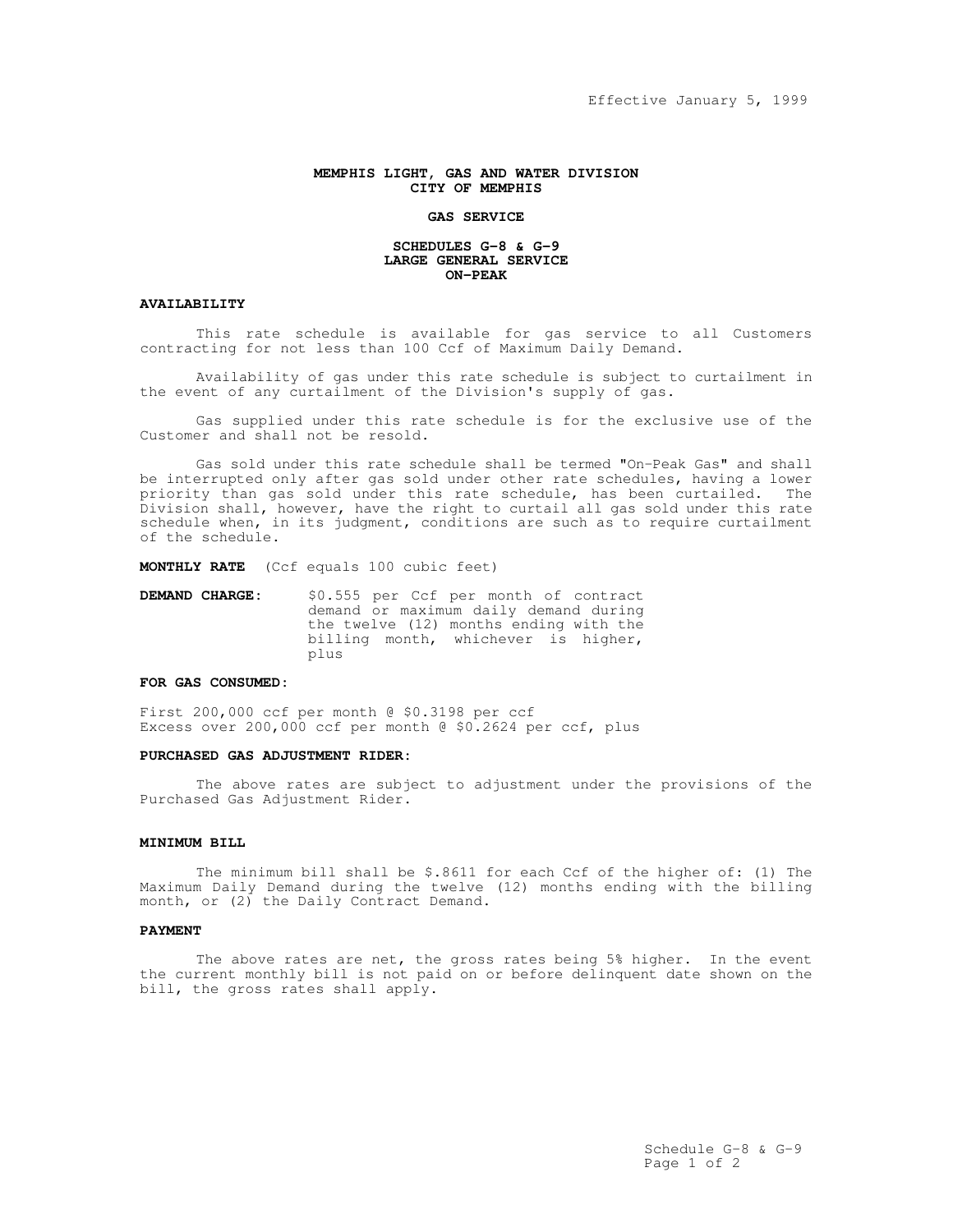Effective January 5, 1999

# MEMPHIS LIGHT, GAS AND WATER DIVISION
# CITY OF MEMPHIS

## GAS SERVICE

## SCHEDULES G-8 & G-9
## LARGE GENERAL SERVICE
## ON-PEAK

### AVAILABILITY

This rate schedule is available for gas service to all Customers contracting for not less than 100 Ccf of Maximum Daily Demand.

Availability of gas under this rate schedule is subject to curtailment in the event of any curtailment of the Division's supply of gas.

Gas supplied under this rate schedule is for the exclusive use of the Customer and shall not be resold.

Gas sold under this rate schedule shall be termed "On-Peak Gas" and shall be interrupted only after gas sold under other rate schedules, having a lower priority than gas sold under this rate schedule, has been curtailed. The Division shall, however, have the right to curtail all gas sold under this rate schedule when, in its judgment, conditions are such as to require curtailment of the schedule.

**MONTHLY RATE** (Ccf equals 100 cubic feet)

**DEMAND CHARGE:** $0.555 per Ccf per month of contract demand or maximum daily demand during the twelve (12) months ending with the billing month, whichever is higher, plus

### FOR GAS CONSUMED:

First 200,000 ccf per month @ $0.3198 per ccf
Excess over 200,000 ccf per month @ $0.2624 per ccf, plus

### PURCHASED GAS ADJUSTMENT RIDER:

The above rates are subject to adjustment under the provisions of the Purchased Gas Adjustment Rider.

### MINIMUM BILL

The minimum bill shall be $.8611 for each Ccf of the higher of: (1) The Maximum Daily Demand during the twelve (12) months ending with the billing month, or (2) the Daily Contract Demand.

### PAYMENT

The above rates are net, the gross rates being 5% higher. In the event the current monthly bill is not paid on or before delinquent date shown on the bill, the gross rates shall apply.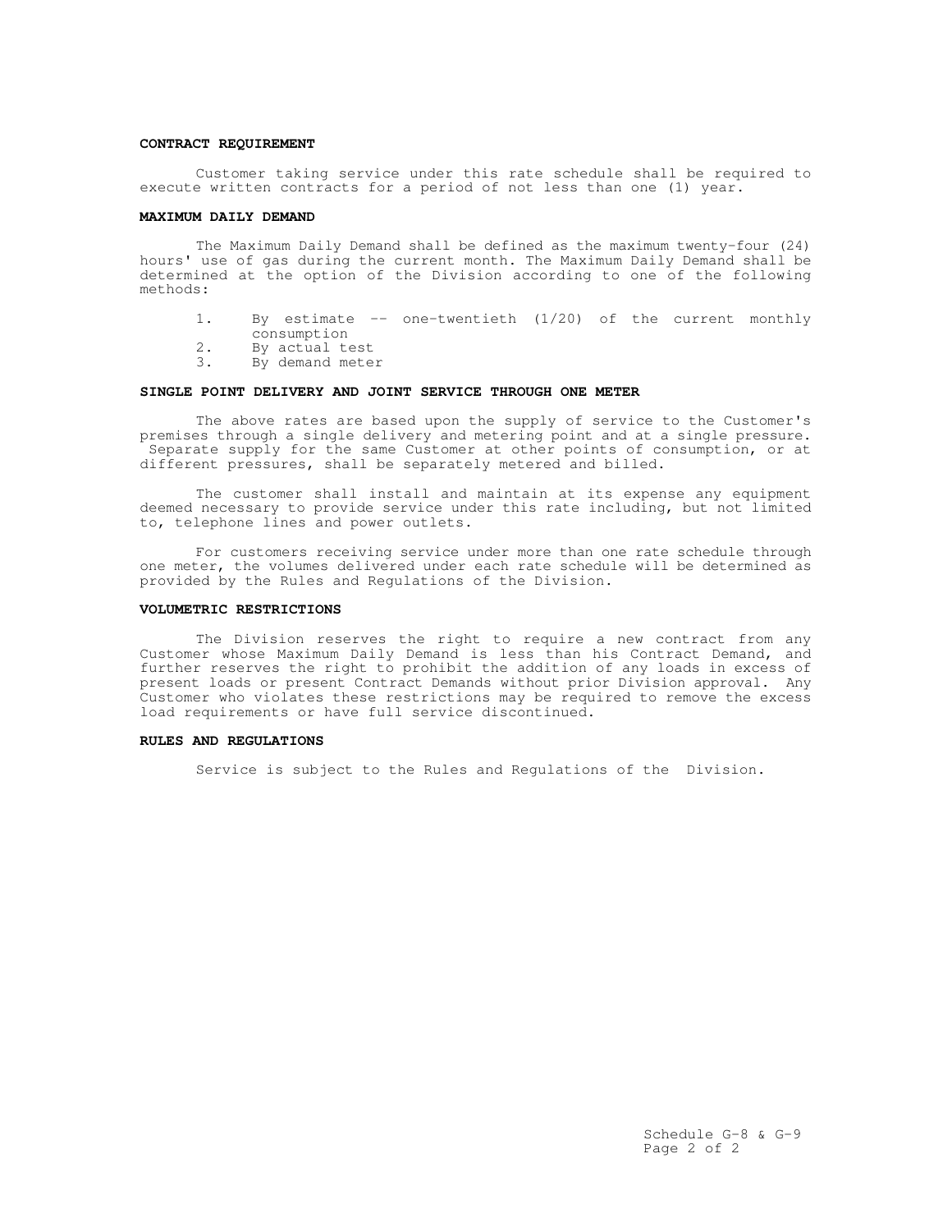**CONTRACT REQUIREMENT**

Customer taking service under this rate schedule shall be required to execute written contracts for a period of not less than one (1) year.

**MAXIMUM DAILY DEMAND**

The Maximum Daily Demand shall be defined as the maximum twenty-four (24) hours' use of gas during the current month. The Maximum Daily Demand shall be determined at the option of the Division according to one of the following methods:

1. By estimate -- one-twentieth (1/20) of the current monthly consumption
2. By actual test
3. By demand meter

**SINGLE POINT DELIVERY AND JOINT SERVICE THROUGH ONE METER**

The above rates are based upon the supply of service to the Customer's premises through a single delivery and metering point and at a single pressure. Separate supply for the same Customer at other points of consumption, or at different pressures, shall be separately metered and billed.

The customer shall install and maintain at its expense any equipment deemed necessary to provide service under this rate including, but not limited to, telephone lines and power outlets.

For customers receiving service under more than one rate schedule through one meter, the volumes delivered under each rate schedule will be determined as provided by the Rules and Regulations of the Division.

**VOLUMETRIC RESTRICTIONS**

The Division reserves the right to require a new contract from any Customer whose Maximum Daily Demand is less than his Contract Demand, and further reserves the right to prohibit the addition of any loads in excess of present loads or present Contract Demands without prior Division approval. Any Customer who violates these restrictions may be required to remove the excess load requirements or have full service discontinued.

**RULES AND REGULATIONS**

Service is subject to the Rules and Regulations of the Division.

Schedule G-8 & G-9